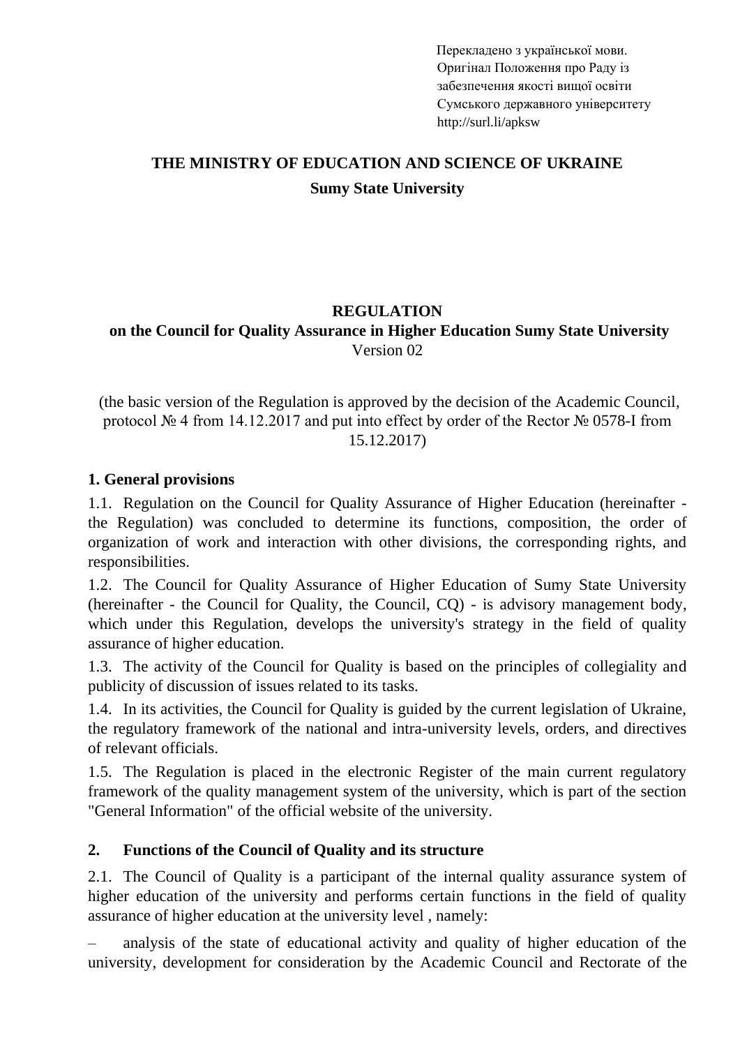Перекладено з української мови.
Оригінал Положення про Раду із забезпечення якості вищої освіти Сумського державного університету
http://surl.li/apksw

**THE MINISTRY OF EDUCATION AND SCIENCE OF UKRAINE**

**Sumy State University**

# REGULATION
## on the Council for Quality Assurance in Higher Education Sumy State University
Version 02

(the basic version of the Regulation is approved by the decision of the Academic Council, protocol № 4 from 14.12.2017 and put into effect by order of the Rector № 0578-I from 15.12.2017)

### 1. General provisions

1.1. Regulation on the Council for Quality Assurance of Higher Education (hereinafter - the Regulation) was concluded to determine its functions, composition, the order of organization of work and interaction with other divisions, the corresponding rights, and responsibilities.

1.2. The Council for Quality Assurance of Higher Education of Sumy State University (hereinafter - the Council for Quality, the Council, CQ) - is advisory management body, which under this Regulation, develops the university's strategy in the field of quality assurance of higher education.

1.3. The activity of the Council for Quality is based on the principles of collegiality and publicity of discussion of issues related to its tasks.

1.4. In its activities, the Council for Quality is guided by the current legislation of Ukraine, the regulatory framework of the national and intra-university levels, orders, and directives of relevant officials.

1.5. The Regulation is placed in the electronic Register of the main current regulatory framework of the quality management system of the university, which is part of the section "General Information" of the official website of the university.

### 2. Functions of the Council of Quality and its structure

2.1. The Council of Quality is a participant of the internal quality assurance system of higher education of the university and performs certain functions in the field of quality assurance of higher education at the university level , namely:

– analysis of the state of educational activity and quality of higher education of the university, development for consideration by the Academic Council and Rectorate of the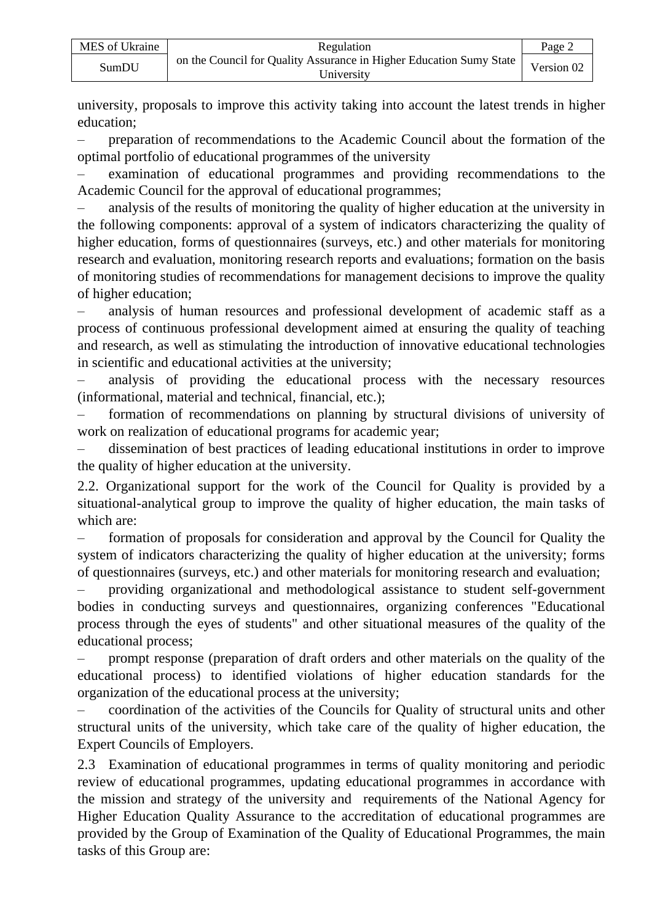university, proposals to improve this activity taking into account the latest trends in higher education;

– preparation of recommendations to the Academic Council about the formation of the optimal portfolio of educational programmes of the university

– examination of educational programmes and providing recommendations to the Academic Council for the approval of educational programmes;

– analysis of the results of monitoring the quality of higher education at the university in the following components: approval of a system of indicators characterizing the quality of higher education, forms of questionnaires (surveys, etc.) and other materials for monitoring research and evaluation, monitoring research reports and evaluations; formation on the basis of monitoring studies of recommendations for management decisions to improve the quality of higher education;

– analysis of human resources and professional development of academic staff as a process of continuous professional development aimed at ensuring the quality of teaching and research, as well as stimulating the introduction of innovative educational technologies in scientific and educational activities at the university;

– analysis of providing the educational process with the necessary resources (informational, material and technical, financial, etc.);

– formation of recommendations on planning by structural divisions of university of work on realization of educational programs for academic year;

– dissemination of best practices of leading educational institutions in order to improve the quality of higher education at the university.

2.2. Organizational support for the work of the Council for Quality is provided by a situational-analytical group to improve the quality of higher education, the main tasks of which are:

– formation of proposals for consideration and approval by the Council for Quality the system of indicators characterizing the quality of higher education at the university; forms of questionnaires (surveys, etc.) and other materials for monitoring research and evaluation;

– providing organizational and methodological assistance to student self-government bodies in conducting surveys and questionnaires, organizing conferences "Educational process through the eyes of students" and other situational measures of the quality of the educational process;

– prompt response (preparation of draft orders and other materials on the quality of the educational process) to identified violations of higher education standards for the organization of the educational process at the university;

– coordination of the activities of the Councils for Quality of structural units and other structural units of the university, which take care of the quality of higher education, the Expert Councils of Employers.

2.3 Examination of educational programmes in terms of quality monitoring and periodic review of educational programmes, updating educational programmes in accordance with the mission and strategy of the university and requirements of the National Agency for Higher Education Quality Assurance to the accreditation of educational programmes are provided by the Group of Examination of the Quality of Educational Programmes, the main tasks of this Group are: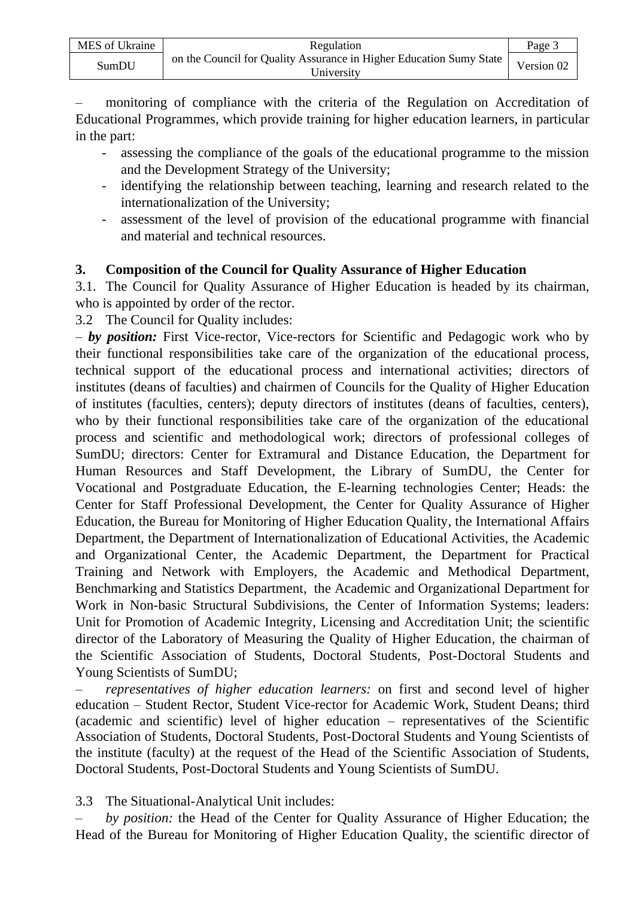– monitoring of compliance with the criteria of the Regulation on Accreditation of Educational Programmes, which provide training for higher education learners, in particular in the part:

- assessing the compliance of the goals of the educational programme to the mission and the Development Strategy of the University;
- identifying the relationship between teaching, learning and research related to the internationalization of the University;
- assessment of the level of provision of the educational programme with financial and material and technical resources.

## 3. Composition of the Council for Quality Assurance of Higher Education

3.1. The Council for Quality Assurance of Higher Education is headed by its chairman, who is appointed by order of the rector.

3.2 The Council for Quality includes:

– ***by position:*** First Vice-rector, Vice-rectors for Scientific and Pedagogic work who by their functional responsibilities take care of the organization of the educational process, technical support of the educational process and international activities; directors of institutes (deans of faculties) and chairmen of Councils for the Quality of Higher Education of institutes (faculties, centers); deputy directors of institutes (deans of faculties, centers), who by their functional responsibilities take care of the organization of the educational process and scientific and methodological work; directors of professional colleges of SumDU; directors: Center for Extramural and Distance Education, the Department for Human Resources and Staff Development, the Library of SumDU, the Center for Vocational and Postgraduate Education, the E-learning technologies Center; Heads: the Center for Staff Professional Development, the Center for Quality Assurance of Higher Education, the Bureau for Monitoring of Higher Education Quality, the International Affairs Department, the Department of Internationalization of Educational Activities, the Academic and Organizational Center, the Academic Department, the Department for Practical Training and Network with Employers, the Academic and Methodical Department, Benchmarking and Statistics Department, the Academic and Organizational Department for Work in Non-basic Structural Subdivisions, the Center of Information Systems; leaders: Unit for Promotion of Academic Integrity, Licensing and Accreditation Unit; the scientific director of the Laboratory of Measuring the Quality of Higher Education, the chairman of the Scientific Association of Students, Doctoral Students, Post-Doctoral Students and Young Scientists of SumDU;

– *representatives of higher education learners:* on first and second level of higher education – Student Rector, Student Vice-rector for Academic Work, Student Deans; third (academic and scientific) level of higher education – representatives of the Scientific Association of Students, Doctoral Students, Post-Doctoral Students and Young Scientists of the institute (faculty) at the request of the Head of the Scientific Association of Students, Doctoral Students, Post-Doctoral Students and Young Scientists of SumDU.

3.3 The Situational-Analytical Unit includes:

– *by position:* the Head of the Center for Quality Assurance of Higher Education; the Head of the Bureau for Monitoring of Higher Education Quality, the scientific director of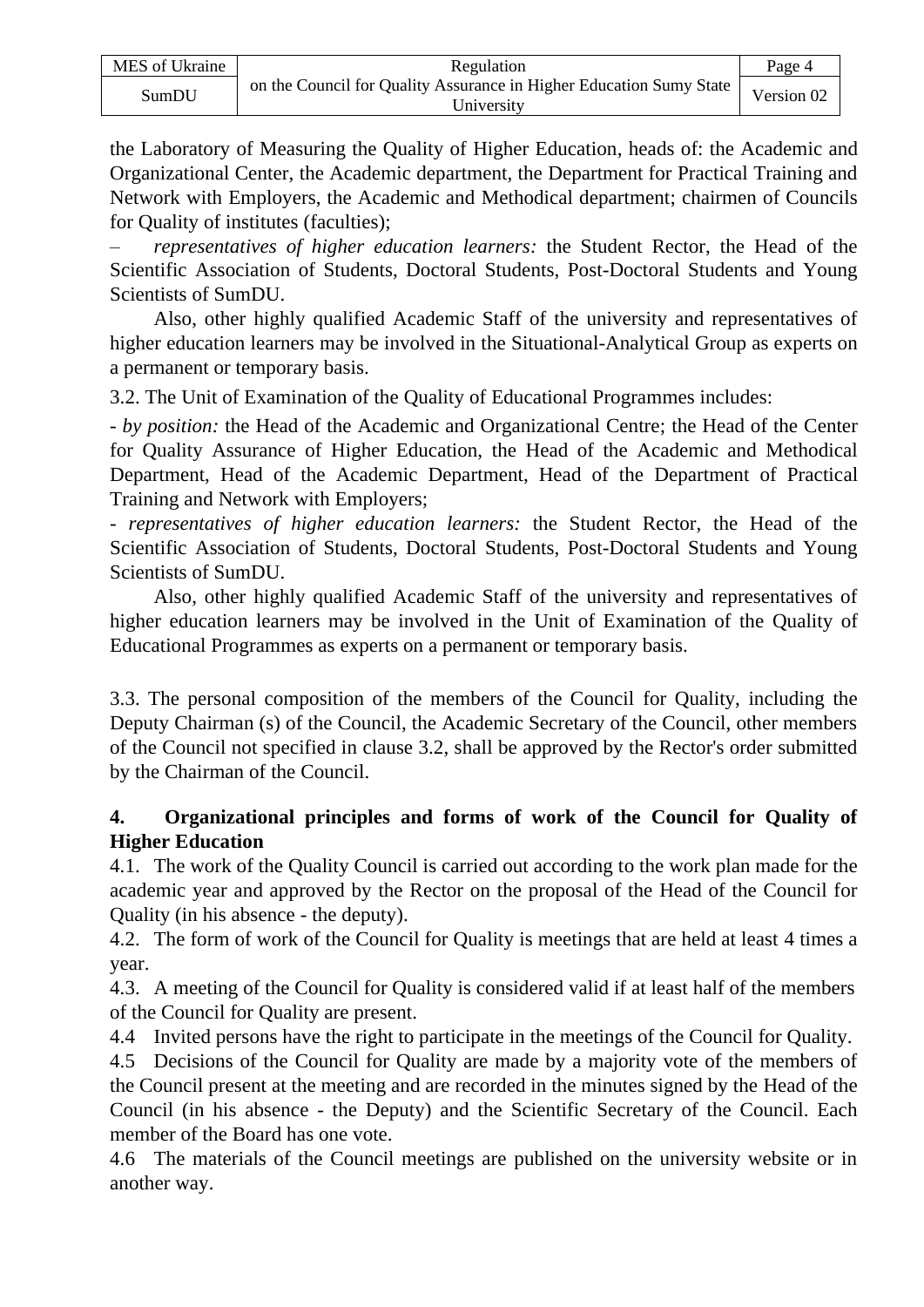the Laboratory of Measuring the Quality of Higher Education, heads of: the Academic and Organizational Center, the Academic department, the Department for Practical Training and Network with Employers, the Academic and Methodical department; chairmen of Councils for Quality of institutes (faculties);

– *representatives of higher education learners:* the Student Rector, the Head of the Scientific Association of Students, Doctoral Students, Post-Doctoral Students and Young Scientists of SumDU.

Also, other highly qualified Academic Staff of the university and representatives of higher education learners may be involved in the Situational-Analytical Group as experts on a permanent or temporary basis.

3.2. The Unit of Examination of the Quality of Educational Programmes includes:

- *by position:* the Head of the Academic and Organizational Centre; the Head of the Center for Quality Assurance of Higher Education, the Head of the Academic and Methodical Department, Head of the Academic Department, Head of the Department of Practical Training and Network with Employers;

- *representatives of higher education learners:* the Student Rector, the Head of the Scientific Association of Students, Doctoral Students, Post-Doctoral Students and Young Scientists of SumDU.

Also, other highly qualified Academic Staff of the university and representatives of higher education learners may be involved in the Unit of Examination of the Quality of Educational Programmes as experts on a permanent or temporary basis.

3.3. The personal composition of the members of the Council for Quality, including the Deputy Chairman (s) of the Council, the Academic Secretary of the Council, other members of the Council not specified in clause 3.2, shall be approved by the Rector's order submitted by the Chairman of the Council.

## 4. Organizational principles and forms of work of the Council for Quality of Higher Education

4.1. The work of the Quality Council is carried out according to the work plan made for the academic year and approved by the Rector on the proposal of the Head of the Council for Quality (in his absence - the deputy).

4.2. The form of work of the Council for Quality is meetings that are held at least 4 times a year.

4.3. A meeting of the Council for Quality is considered valid if at least half of the members of the Council for Quality are present.

4.4 Invited persons have the right to participate in the meetings of the Council for Quality.

4.5 Decisions of the Council for Quality are made by a majority vote of the members of the Council present at the meeting and are recorded in the minutes signed by the Head of the Council (in his absence - the Deputy) and the Scientific Secretary of the Council. Each member of the Board has one vote.

4.6 The materials of the Council meetings are published on the university website or in another way.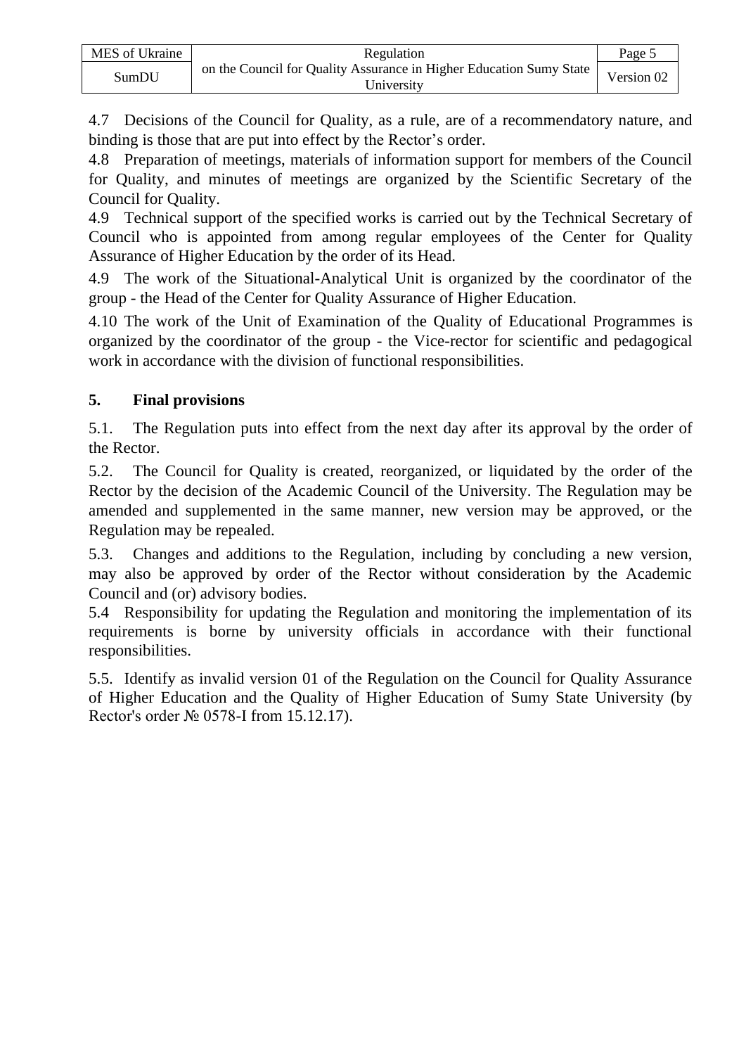4.7 Decisions of the Council for Quality, as a rule, are of a recommendatory nature, and binding is those that are put into effect by the Rector's order.

4.8 Preparation of meetings, materials of information support for members of the Council for Quality, and minutes of meetings are organized by the Scientific Secretary of the Council for Quality.

4.9 Technical support of the specified works is carried out by the Technical Secretary of Council who is appointed from among regular employees of the Center for Quality Assurance of Higher Education by the order of its Head.

4.9 The work of the Situational-Analytical Unit is organized by the coordinator of the group - the Head of the Center for Quality Assurance of Higher Education.

4.10 The work of the Unit of Examination of the Quality of Educational Programmes is organized by the coordinator of the group - the Vice-rector for scientific and pedagogical work in accordance with the division of functional responsibilities.

## 5. Final provisions

5.1. The Regulation puts into effect from the next day after its approval by the order of the Rector.

5.2. The Council for Quality is created, reorganized, or liquidated by the order of the Rector by the decision of the Academic Council of the University. The Regulation may be amended and supplemented in the same manner, new version may be approved, or the Regulation may be repealed.

5.3. Changes and additions to the Regulation, including by concluding a new version, may also be approved by order of the Rector without consideration by the Academic Council and (or) advisory bodies.

5.4 Responsibility for updating the Regulation and monitoring the implementation of its requirements is borne by university officials in accordance with their functional responsibilities.

5.5. Identify as invalid version 01 of the Regulation on the Council for Quality Assurance of Higher Education and the Quality of Higher Education of Sumy State University (by Rector's order № 0578-I from 15.12.17).